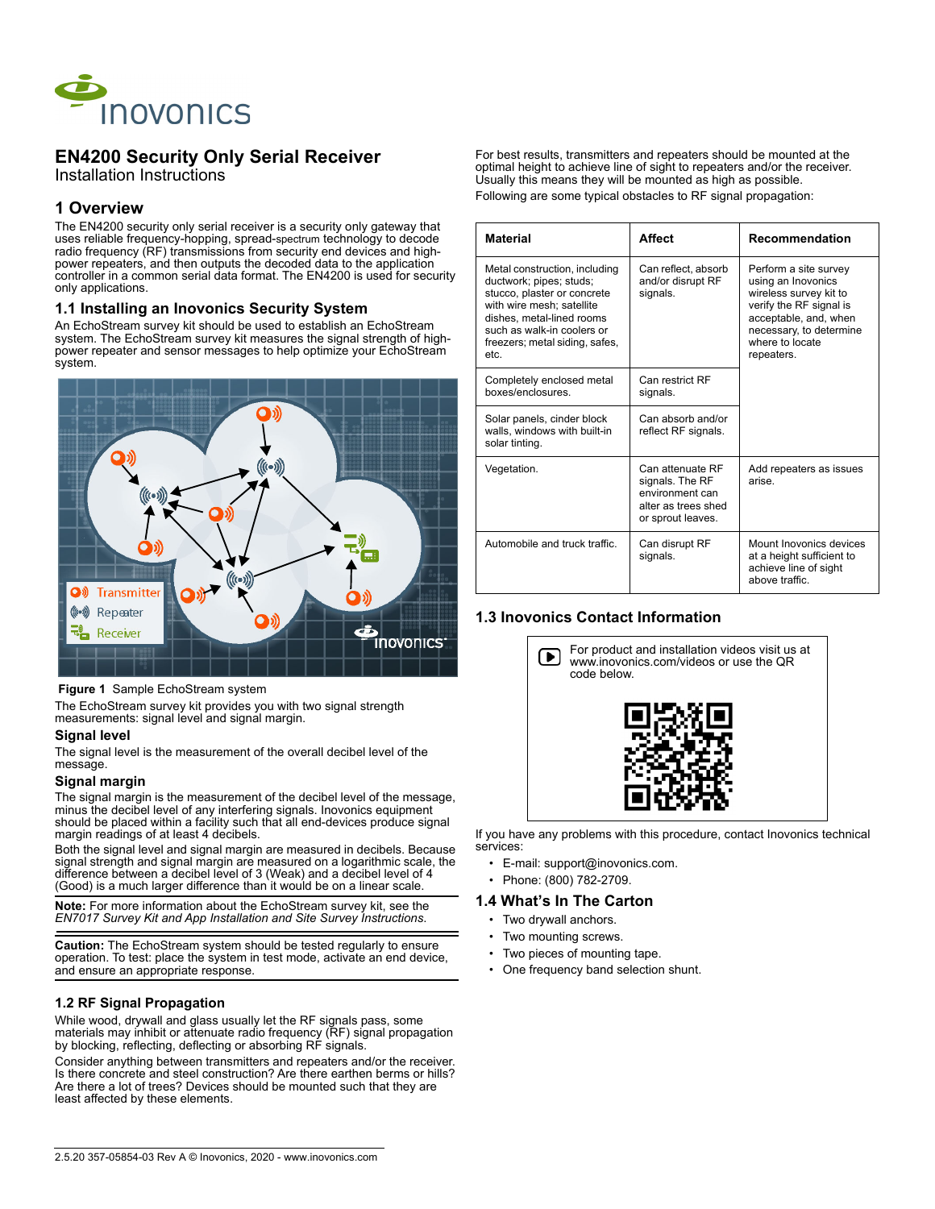# EN4200 Security Only Serial Receiver

Installation Instructions

## 1 Overview

The EN4200 security only serial receiver is a security only gateway that uses reliable frequency-hopping, spread-spectrum technology to decode radio frequency (RF) transmissions from security end devices and high-power repeaters, and then outputs the decoded data to the application controller in a common serial data format. The EN4200 is used for security only applications.

### 1.1 Installing an Inovonics Security System

An EchoStream survey kit should be used to establish an EchoStream system. The EchoStream survey kit measures the signal strength of high-power repeater and sensor messages to help optimize your EchoStream system.

**Figure 1** Sample EchoStream system

The EchoStream survey kit provides you with two signal strength measurements: signal level and signal margin.

#### Signal level

The signal level is the measurement of the overall decibel level of the message.

#### Signal margin

The signal margin is the measurement of the decibel level of the message, minus the decibel level of any interfering signals. Inovonics equipment should be placed within a facility such that all end-devices produce signal margin readings of at least 4 decibels.

Both the signal level and signal margin are measured in decibels. Because signal strength and signal margin are measured on a logarithmic scale, the difference between a decibel level of 3 (Weak) and a decibel level of 4 (Good) is a much larger difference than it would be on a linear scale.

**Note:** For more information about the EchoStream survey kit, see the *EN7017 Survey Kit and App Installation and Site Survey Instructions*.

**Caution:** The EchoStream system should be tested regularly to ensure operation. To test: place the system in test mode, activate an end device, and ensure an appropriate response.

### 1.2 RF Signal Propagation

While wood, drywall and glass usually let the RF signals pass, some materials may inhibit or attenuate radio frequency (RF) signal propagation by blocking, reflecting, deflecting or absorbing RF signals.

Consider anything between transmitters and repeaters and/or the receiver. Is there concrete and steel construction? Are there earthen berms or hills? Are there a lot of trees? Devices should be mounted such that they are least affected by these elements.

For best results, transmitters and repeaters should be mounted at the optimal height to achieve line of sight to repeaters and/or the receiver. Usually this means they will be mounted as high as possible.

Following are some typical obstacles to RF signal propagation:

| Material | Affect | Recommendation |
|---|---|---|
| Metal construction, including ductwork; pipes; studs; stucco, plaster or concrete with wire mesh; satellite dishes, metal-lined rooms such as walk-in coolers or freezers; metal siding, safes, etc. | Can reflect, absorb and/or disrupt RF signals. | Perform a site survey using an Inovonics wireless survey kit to verify the RF signal is acceptable, and, when necessary, to determine where to locate repeaters. |
| Completely enclosed metal boxes/enclosures. | Can restrict RF signals. | |
| Solar panels, cinder block walls, windows with built-in solar tinting. | Can absorb and/or reflect RF signals. | |
| Vegetation. | Can attenuate RF signals. The RF environment can alter as trees shed or sprout leaves. | Add repeaters as issues arise. |
| Automobile and truck traffic. | Can disrupt RF signals. | Mount Inovonics devices at a height sufficient to achieve line of sight above traffic. |

### 1.3 Inovonics Contact Information

For product and installation videos visit us at www.inovonics.com/videos or use the QR code below.

If you have any problems with this procedure, contact Inovonics technical services:

- E-mail: support@inovonics.com.
- Phone: (800) 782-2709.

### 1.4 What's In The Carton

- Two drywall anchors.
- Two mounting screws.
- Two pieces of mounting tape.
- One frequency band selection shunt.

2.5.20 357-05854-03 Rev A © Inovonics, 2020 - www.inovonics.com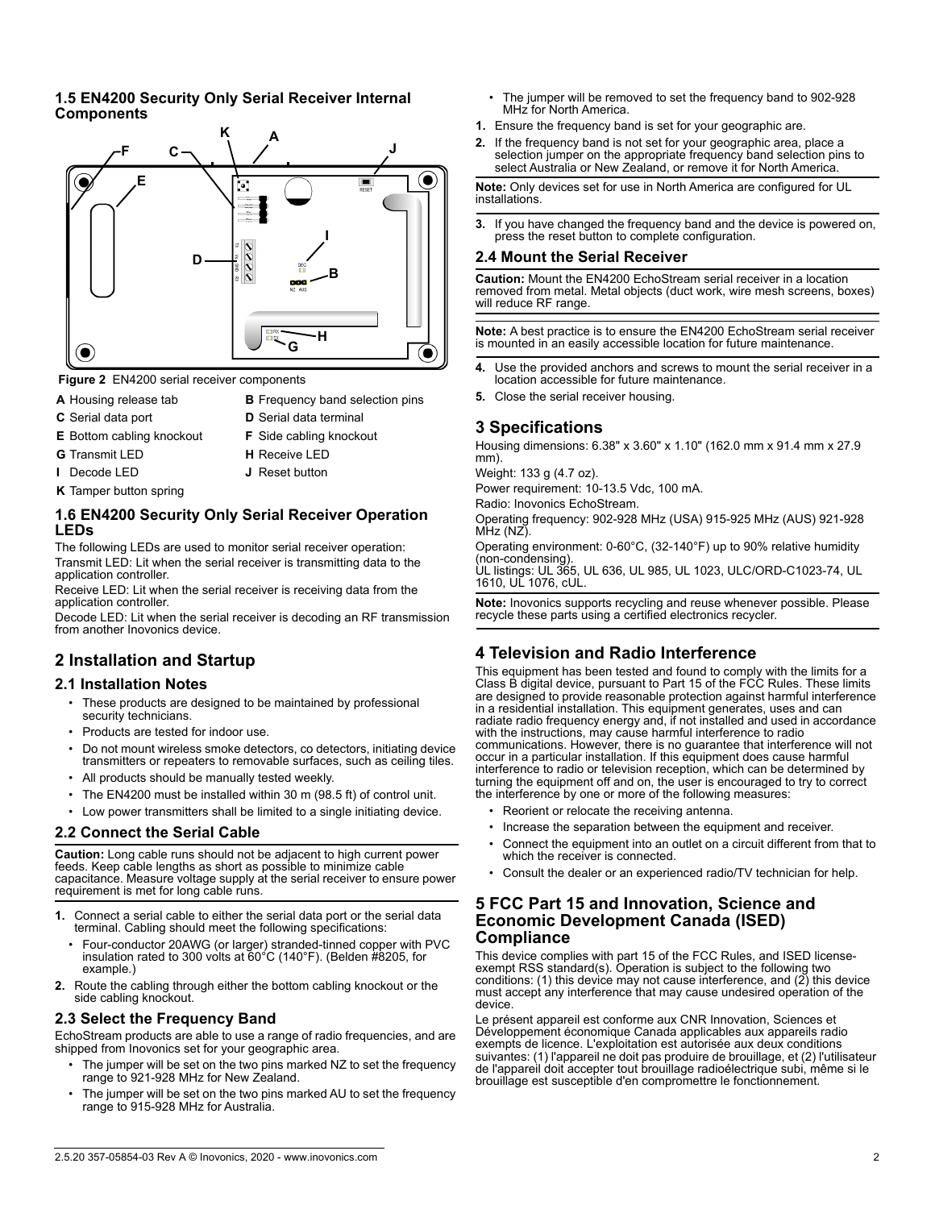### 1.5 EN4200 Security Only Serial Receiver Internal Components

**Figure 2** EN4200 serial receiver components

- **A** Housing release tab
- **B** Frequency band selection pins
- **C** Serial data port
- **D** Serial data terminal
- **E** Bottom cabling knockout
- **F** Side cabling knockout
- **G** Transmit LED
- **H** Receive LED
- **I** Decode LED
- **J** Reset button
- **K** Tamper button spring

### 1.6 EN4200 Security Only Serial Receiver Operation LEDs

The following LEDs are used to monitor serial receiver operation:

Transmit LED: Lit when the serial receiver is transmitting data to the application controller.

Receive LED: Lit when the serial receiver is receiving data from the application controller.

Decode LED: Lit when the serial receiver is decoding an RF transmission from another Inovonics device.

## 2 Installation and Startup

### 2.1 Installation Notes

- These products are designed to be maintained by professional security technicians.
- Products are tested for indoor use.
- Do not mount wireless smoke detectors, co detectors, initiating device transmitters or repeaters to removable surfaces, such as ceiling tiles.
- All products should be manually tested weekly.
- The EN4200 must be installed within 30 m (98.5 ft) of control unit.
- Low power transmitters shall be limited to a single initiating device.

### 2.2 Connect the Serial Cable

**Caution:** Long cable runs should not be adjacent to high current power feeds. Keep cable lengths as short as possible to minimize cable capacitance. Measure voltage supply at the serial receiver to ensure power requirement is met for long cable runs.

1. Connect a serial cable to either the serial data port or the serial data terminal. Cabling should meet the following specifications:
   - Four-conductor 20AWG (or larger) stranded-tinned copper with PVC insulation rated to 300 volts at 60°C (140°F). (Belden #8205, for example.)
2. Route the cabling through either the bottom cabling knockout or the side cabling knockout.

### 2.3 Select the Frequency Band

EchoStream products are able to use a range of radio frequencies, and are shipped from Inovonics set for your geographic area.

- The jumper will be set on the two pins marked NZ to set the frequency range to 921-928 MHz for New Zealand.
- The jumper will be set on the two pins marked AU to set the frequency range to 915-928 MHz for Australia.
- The jumper will be removed to set the frequency band to 902-928 MHz for North America.

1. Ensure the frequency band is set for your geographic are.
2. If the frequency band is not set for your geographic area, place a selection jumper on the appropriate frequency band selection pins to select Australia or New Zealand, or remove it for North America.

**Note:** Only devices set for use in North America are configured for UL installations.

3. If you have changed the frequency band and the device is powered on, press the reset button to complete configuration.

### 2.4 Mount the Serial Receiver

**Caution:** Mount the EN4200 EchoStream serial receiver in a location removed from metal. Metal objects (duct work, wire mesh screens, boxes) will reduce RF range.

**Note:** A best practice is to ensure the EN4200 EchoStream serial receiver is mounted in an easily accessible location for future maintenance.

4. Use the provided anchors and screws to mount the serial receiver in a location accessible for future maintenance.
5. Close the serial receiver housing.

## 3 Specifications

Housing dimensions: 6.38" x 3.60" x 1.10" (162.0 mm x 91.4 mm x 27.9 mm).

Weight: 133 g (4.7 oz).

Power requirement: 10-13.5 Vdc, 100 mA.

Radio: Inovonics EchoStream.

Operating frequency: 902-928 MHz (USA) 915-925 MHz (AUS) 921-928 MHz (NZ).

Operating environment: 0-60°C, (32-140°F) up to 90% relative humidity (non-condensing).

UL listings: UL 365, UL 636, UL 985, UL 1023, ULC/ORD-C1023-74, UL 1610, UL 1076, cUL.

**Note:** Inovonics supports recycling and reuse whenever possible. Please recycle these parts using a certified electronics recycler.

## 4 Television and Radio Interference

This equipment has been tested and found to comply with the limits for a Class B digital device, pursuant to Part 15 of the FCC Rules. These limits are designed to provide reasonable protection against harmful interference in a residential installation. This equipment generates, uses and can radiate radio frequency energy and, if not installed and used in accordance with the instructions, may cause harmful interference to radio communications. However, there is no guarantee that interference will not occur in a particular installation. If this equipment does cause harmful interference to radio or television reception, which can be determined by turning the equipment off and on, the user is encouraged to try to correct the interference by one or more of the following measures:

- Reorient or relocate the receiving antenna.
- Increase the separation between the equipment and receiver.
- Connect the equipment into an outlet on a circuit different from that to which the receiver is connected.
- Consult the dealer or an experienced radio/TV technician for help.

## 5 FCC Part 15 and Innovation, Science and Economic Development Canada (ISED) Compliance

This device complies with part 15 of the FCC Rules, and ISED license-exempt RSS standard(s). Operation is subject to the following two conditions: (1) this device may not cause interference, and (2) this device must accept any interference that may cause undesired operation of the device.

Le présent appareil est conforme aux CNR Innovation, Sciences et Développement économique Canada applicables aux appareils radio exempts de licence. L'exploitation est autorisée aux deux conditions suivantes: (1) l'appareil ne doit pas produire de brouillage, et (2) l'utilisateur de l'appareil doit accepter tout brouillage radioélectrique subi, même si le brouillage est susceptible d'en compromettre le fonctionnement.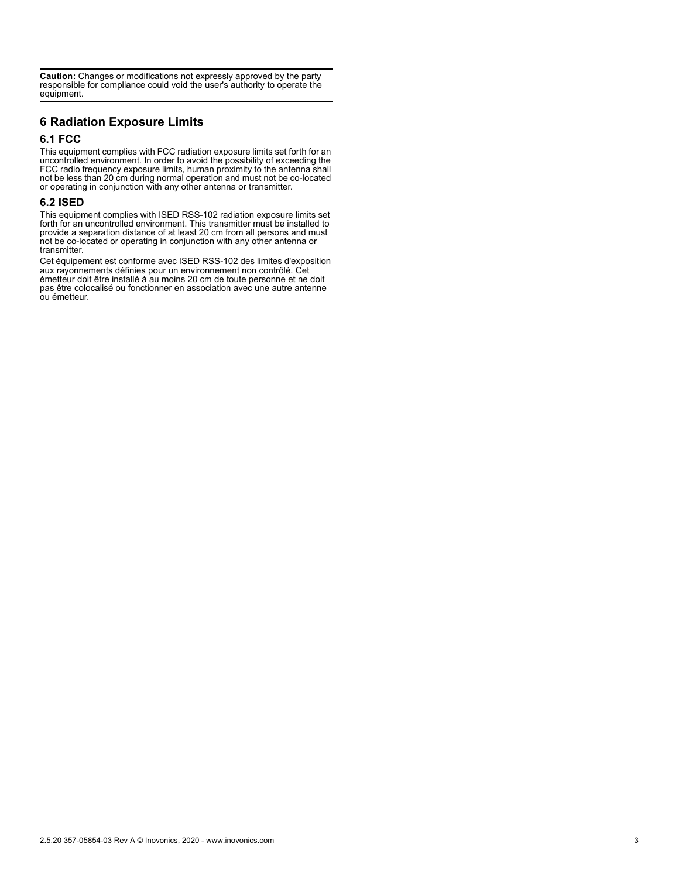**Caution:** Changes or modifications not expressly approved by the party responsible for compliance could void the user's authority to operate the equipment.

## 6 Radiation Exposure Limits

### 6.1 FCC

This equipment complies with FCC radiation exposure limits set forth for an uncontrolled environment. In order to avoid the possibility of exceeding the FCC radio frequency exposure limits, human proximity to the antenna shall not be less than 20 cm during normal operation and must not be co-located or operating in conjunction with any other antenna or transmitter.

### 6.2 ISED

This equipment complies with ISED RSS-102 radiation exposure limits set forth for an uncontrolled environment. This transmitter must be installed to provide a separation distance of at least 20 cm from all persons and must not be co-located or operating in conjunction with any other antenna or transmitter.

Cet équipement est conforme avec ISED RSS-102 des limites d'exposition aux rayonnements définies pour un environnement non contrôlé. Cet émetteur doit être installé à au moins 20 cm de toute personne et ne doit pas être colocalisé ou fonctionner en association avec une autre antenne ou émetteur.